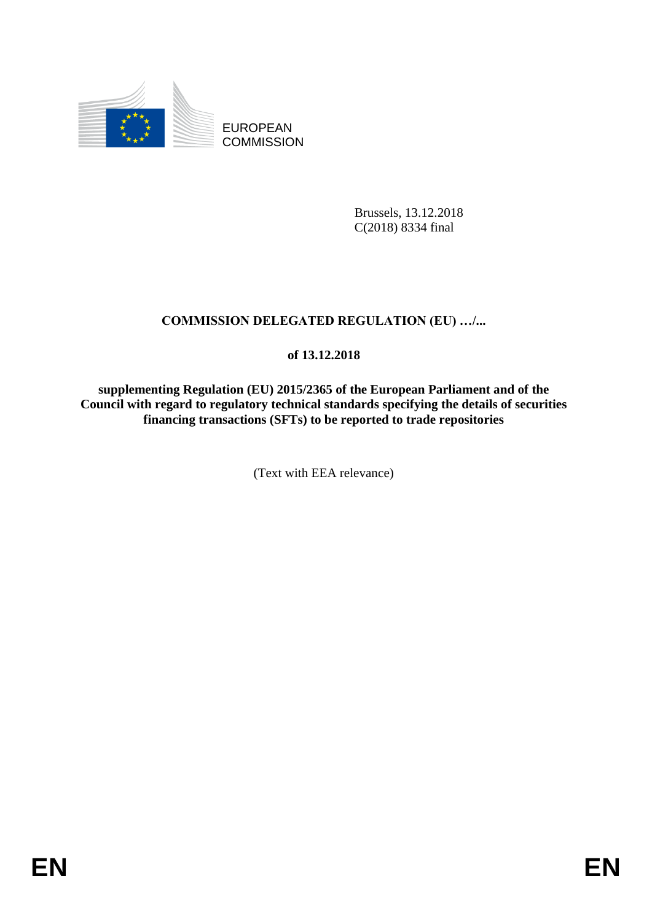EUROPEAN COMMISSION

Brussels, 13.12.2018
C(2018) 8334 final

**COMMISSION DELEGATED REGULATION (EU) …/...**

**of 13.12.2018**

**supplementing Regulation (EU) 2015/2365 of the European Parliament and of the Council with regard to regulatory technical standards specifying the details of securities financing transactions (SFTs) to be reported to trade repositories**

(Text with EEA relevance)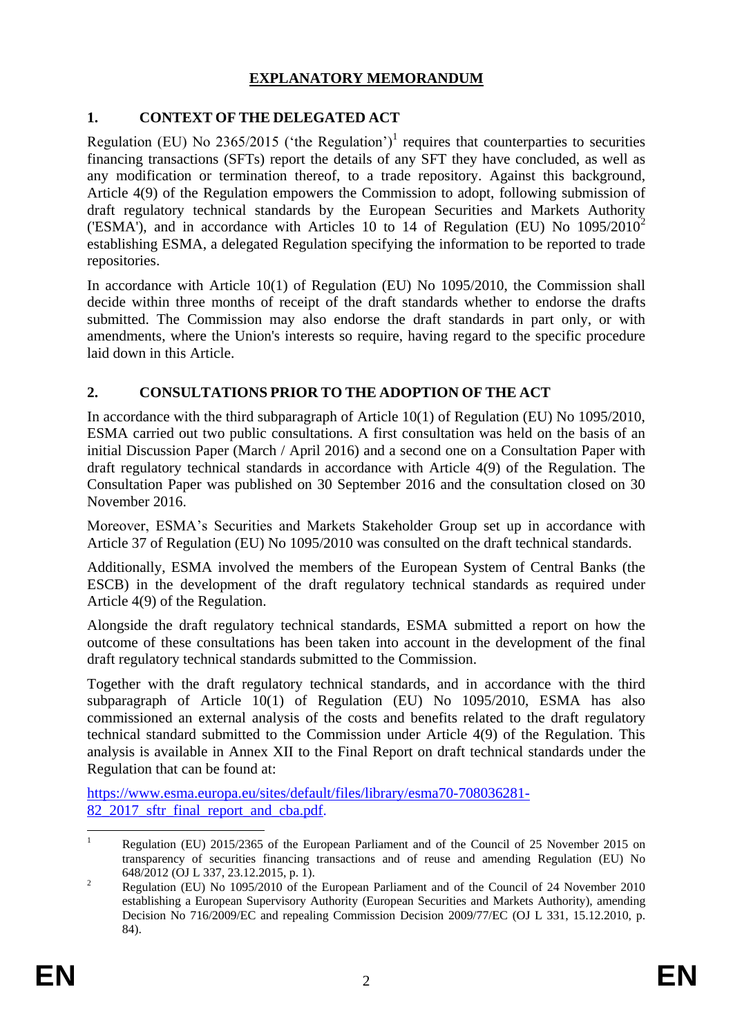# EXPLANATORY MEMORANDUM

## 1. CONTEXT OF THE DELEGATED ACT

Regulation (EU) No 2365/2015 ('the Regulation')[1] requires that counterparties to securities financing transactions (SFTs) report the details of any SFT they have concluded, as well as any modification or termination thereof, to a trade repository. Against this background, Article 4(9) of the Regulation empowers the Commission to adopt, following submission of draft regulatory technical standards by the European Securities and Markets Authority ('ESMA'), and in accordance with Articles 10 to 14 of Regulation (EU) No 1095/2010[2] establishing ESMA, a delegated Regulation specifying the information to be reported to trade repositories.

In accordance with Article 10(1) of Regulation (EU) No 1095/2010, the Commission shall decide within three months of receipt of the draft standards whether to endorse the drafts submitted. The Commission may also endorse the draft standards in part only, or with amendments, where the Union's interests so require, having regard to the specific procedure laid down in this Article.

## 2. CONSULTATIONS PRIOR TO THE ADOPTION OF THE ACT

In accordance with the third subparagraph of Article 10(1) of Regulation (EU) No 1095/2010, ESMA carried out two public consultations. A first consultation was held on the basis of an initial Discussion Paper (March / April 2016) and a second one on a Consultation Paper with draft regulatory technical standards in accordance with Article 4(9) of the Regulation. The Consultation Paper was published on 30 September 2016 and the consultation closed on 30 November 2016.

Moreover, ESMA's Securities and Markets Stakeholder Group set up in accordance with Article 37 of Regulation (EU) No 1095/2010 was consulted on the draft technical standards.

Additionally, ESMA involved the members of the European System of Central Banks (the ESCB) in the development of the draft regulatory technical standards as required under Article 4(9) of the Regulation.

Alongside the draft regulatory technical standards, ESMA submitted a report on how the outcome of these consultations has been taken into account in the development of the final draft regulatory technical standards submitted to the Commission.

Together with the draft regulatory technical standards, and in accordance with the third subparagraph of Article 10(1) of Regulation (EU) No 1095/2010, ESMA has also commissioned an external analysis of the costs and benefits related to the draft regulatory technical standard submitted to the Commission under Article 4(9) of the Regulation. This analysis is available in Annex XII to the Final Report on draft technical standards under the Regulation that can be found at:

https://www.esma.europa.eu/sites/default/files/library/esma70-708036281-82_2017_sftr_final_report_and_cba.pdf.

---

[1] Regulation (EU) 2015/2365 of the European Parliament and of the Council of 25 November 2015 on transparency of securities financing transactions and of reuse and amending Regulation (EU) No 648/2012 (OJ L 337, 23.12.2015, p. 1).

[2] Regulation (EU) No 1095/2010 of the European Parliament and of the Council of 24 November 2010 establishing a European Supervisory Authority (European Securities and Markets Authority), amending Decision No 716/2009/EC and repealing Commission Decision 2009/77/EC (OJ L 331, 15.12.2010, p. 84).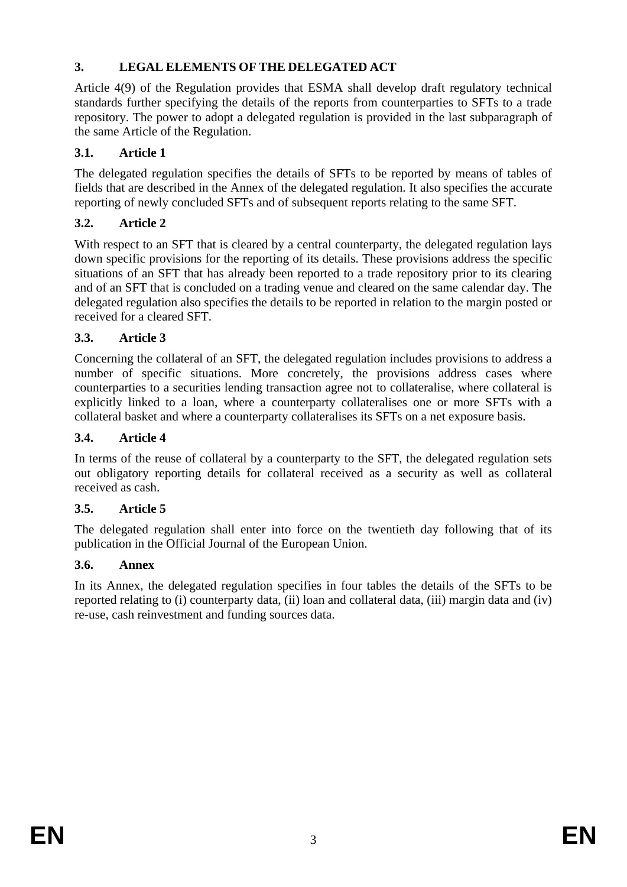## 3. LEGAL ELEMENTS OF THE DELEGATED ACT

Article 4(9) of the Regulation provides that ESMA shall develop draft regulatory technical standards further specifying the details of the reports from counterparties to SFTs to a trade repository. The power to adopt a delegated regulation is provided in the last subparagraph of the same Article of the Regulation.

### 3.1. Article 1

The delegated regulation specifies the details of SFTs to be reported by means of tables of fields that are described in the Annex of the delegated regulation. It also specifies the accurate reporting of newly concluded SFTs and of subsequent reports relating to the same SFT.

### 3.2. Article 2

With respect to an SFT that is cleared by a central counterparty, the delegated regulation lays down specific provisions for the reporting of its details. These provisions address the specific situations of an SFT that has already been reported to a trade repository prior to its clearing and of an SFT that is concluded on a trading venue and cleared on the same calendar day. The delegated regulation also specifies the details to be reported in relation to the margin posted or received for a cleared SFT.

### 3.3. Article 3

Concerning the collateral of an SFT, the delegated regulation includes provisions to address a number of specific situations. More concretely, the provisions address cases where counterparties to a securities lending transaction agree not to collateralise, where collateral is explicitly linked to a loan, where a counterparty collateralises one or more SFTs with a collateral basket and where a counterparty collateralises its SFTs on a net exposure basis.

### 3.4. Article 4

In terms of the reuse of collateral by a counterparty to the SFT, the delegated regulation sets out obligatory reporting details for collateral received as a security as well as collateral received as cash.

### 3.5. Article 5

The delegated regulation shall enter into force on the twentieth day following that of its publication in the Official Journal of the European Union.

### 3.6. Annex

In its Annex, the delegated regulation specifies in four tables the details of the SFTs to be reported relating to (i) counterparty data, (ii) loan and collateral data, (iii) margin data and (iv) re-use, cash reinvestment and funding sources data.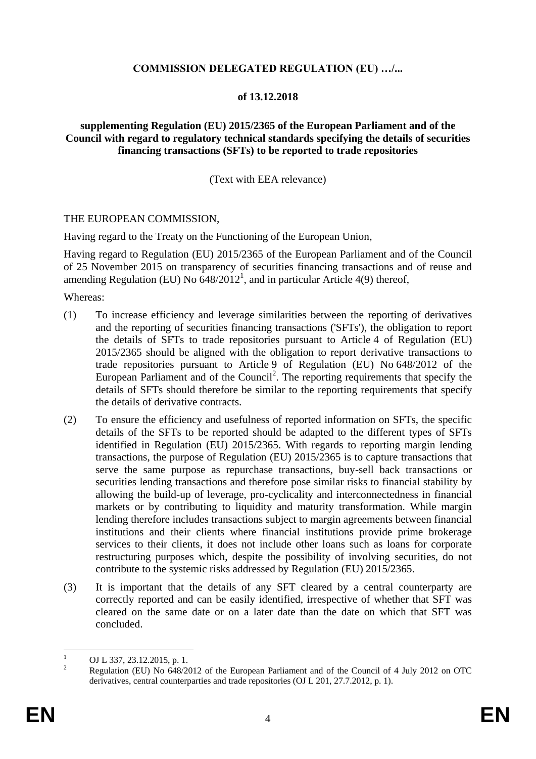**COMMISSION DELEGATED REGULATION (EU) …/...**

**of 13.12.2018**

**supplementing Regulation (EU) 2015/2365 of the European Parliament and of the Council with regard to regulatory technical standards specifying the details of securities financing transactions (SFTs) to be reported to trade repositories**

(Text with EEA relevance)

THE EUROPEAN COMMISSION,

Having regard to the Treaty on the Functioning of the European Union,

Having regard to Regulation (EU) 2015/2365 of the European Parliament and of the Council of 25 November 2015 on transparency of securities financing transactions and of reuse and amending Regulation (EU) No 648/2012[1], and in particular Article 4(9) thereof,

Whereas:

(1) To increase efficiency and leverage similarities between the reporting of derivatives and the reporting of securities financing transactions ('SFTs'), the obligation to report the details of SFTs to trade repositories pursuant to Article 4 of Regulation (EU) 2015/2365 should be aligned with the obligation to report derivative transactions to trade repositories pursuant to Article 9 of Regulation (EU) No 648/2012 of the European Parliament and of the Council[2]. The reporting requirements that specify the details of SFTs should therefore be similar to the reporting requirements that specify the details of derivative contracts.

(2) To ensure the efficiency and usefulness of reported information on SFTs, the specific details of the SFTs to be reported should be adapted to the different types of SFTs identified in Regulation (EU) 2015/2365. With regards to reporting margin lending transactions, the purpose of Regulation (EU) 2015/2365 is to capture transactions that serve the same purpose as repurchase transactions, buy-sell back transactions or securities lending transactions and therefore pose similar risks to financial stability by allowing the build-up of leverage, pro-cyclicality and interconnectedness in financial markets or by contributing to liquidity and maturity transformation. While margin lending therefore includes transactions subject to margin agreements between financial institutions and their clients where financial institutions provide prime brokerage services to their clients, it does not include other loans such as loans for corporate restructuring purposes which, despite the possibility of involving securities, do not contribute to the systemic risks addressed by Regulation (EU) 2015/2365.

(3) It is important that the details of any SFT cleared by a central counterparty are correctly reported and can be easily identified, irrespective of whether that SFT was cleared on the same date or on a later date than the date on which that SFT was concluded.

---

[1] OJ L 337, 23.12.2015, p. 1.

[2] Regulation (EU) No 648/2012 of the European Parliament and of the Council of 4 July 2012 on OTC derivatives, central counterparties and trade repositories (OJ L 201, 27.7.2012, p. 1).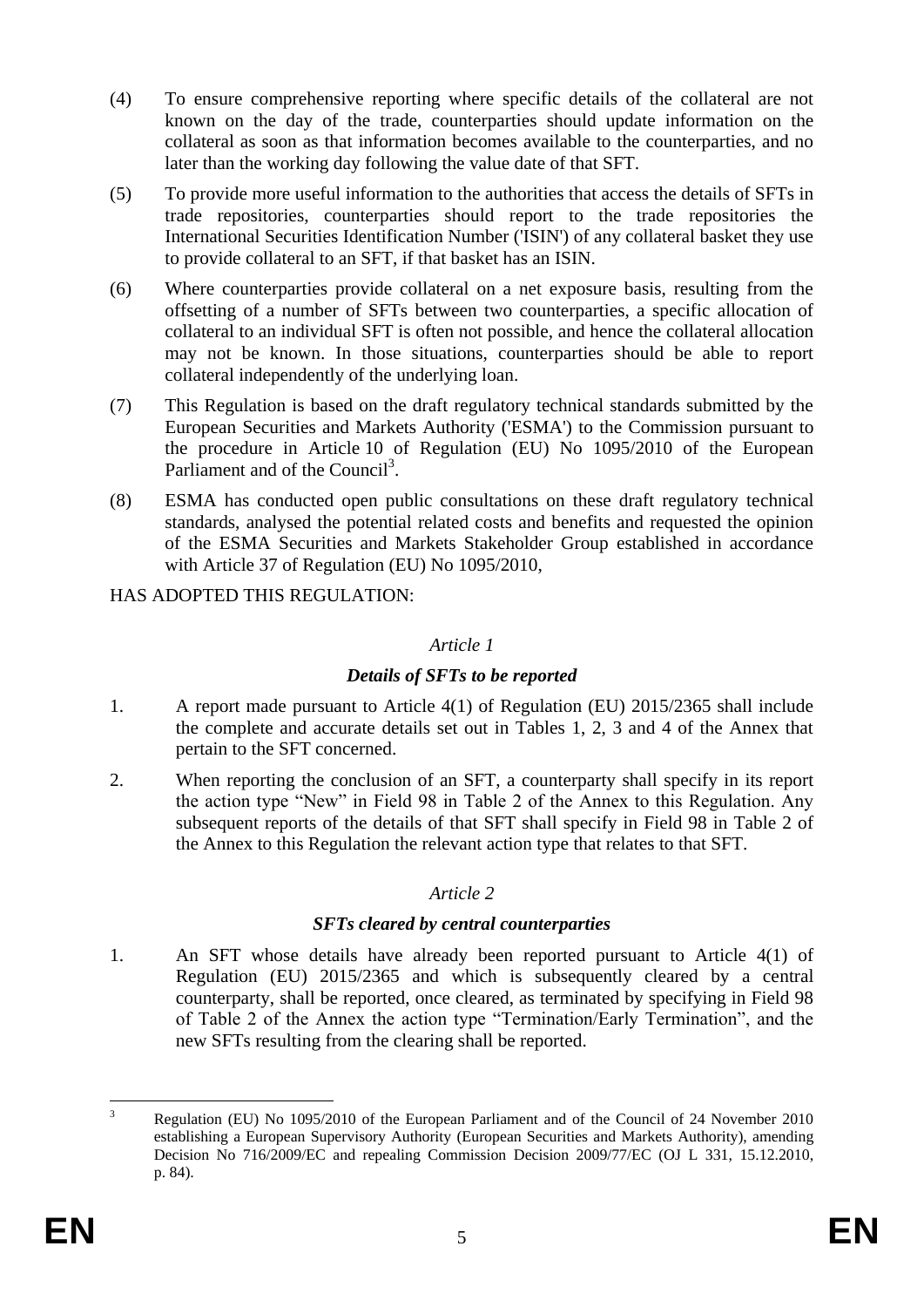(4) To ensure comprehensive reporting where specific details of the collateral are not known on the day of the trade, counterparties should update information on the collateral as soon as that information becomes available to the counterparties, and no later than the working day following the value date of that SFT.

(5) To provide more useful information to the authorities that access the details of SFTs in trade repositories, counterparties should report to the trade repositories the International Securities Identification Number ('ISIN') of any collateral basket they use to provide collateral to an SFT, if that basket has an ISIN.

(6) Where counterparties provide collateral on a net exposure basis, resulting from the offsetting of a number of SFTs between two counterparties, a specific allocation of collateral to an individual SFT is often not possible, and hence the collateral allocation may not be known. In those situations, counterparties should be able to report collateral independently of the underlying loan.

(7) This Regulation is based on the draft regulatory technical standards submitted by the European Securities and Markets Authority ('ESMA') to the Commission pursuant to the procedure in Article 10 of Regulation (EU) No 1095/2010 of the European Parliament and of the Council[3].

(8) ESMA has conducted open public consultations on these draft regulatory technical standards, analysed the potential related costs and benefits and requested the opinion of the ESMA Securities and Markets Stakeholder Group established in accordance with Article 37 of Regulation (EU) No 1095/2010,

HAS ADOPTED THIS REGULATION:

*Article 1*

***Details of SFTs to be reported***

1. A report made pursuant to Article 4(1) of Regulation (EU) 2015/2365 shall include the complete and accurate details set out in Tables 1, 2, 3 and 4 of the Annex that pertain to the SFT concerned.

2. When reporting the conclusion of an SFT, a counterparty shall specify in its report the action type "New" in Field 98 in Table 2 of the Annex to this Regulation. Any subsequent reports of the details of that SFT shall specify in Field 98 in Table 2 of the Annex to this Regulation the relevant action type that relates to that SFT.

*Article 2*

***SFTs cleared by central counterparties***

1. An SFT whose details have already been reported pursuant to Article 4(1) of Regulation (EU) 2015/2365 and which is subsequently cleared by a central counterparty, shall be reported, once cleared, as terminated by specifying in Field 98 of Table 2 of the Annex the action type "Termination/Early Termination", and the new SFTs resulting from the clearing shall be reported.

---

[3] Regulation (EU) No 1095/2010 of the European Parliament and of the Council of 24 November 2010 establishing a European Supervisory Authority (European Securities and Markets Authority), amending Decision No 716/2009/EC and repealing Commission Decision 2009/77/EC (OJ L 331, 15.12.2010, p. 84).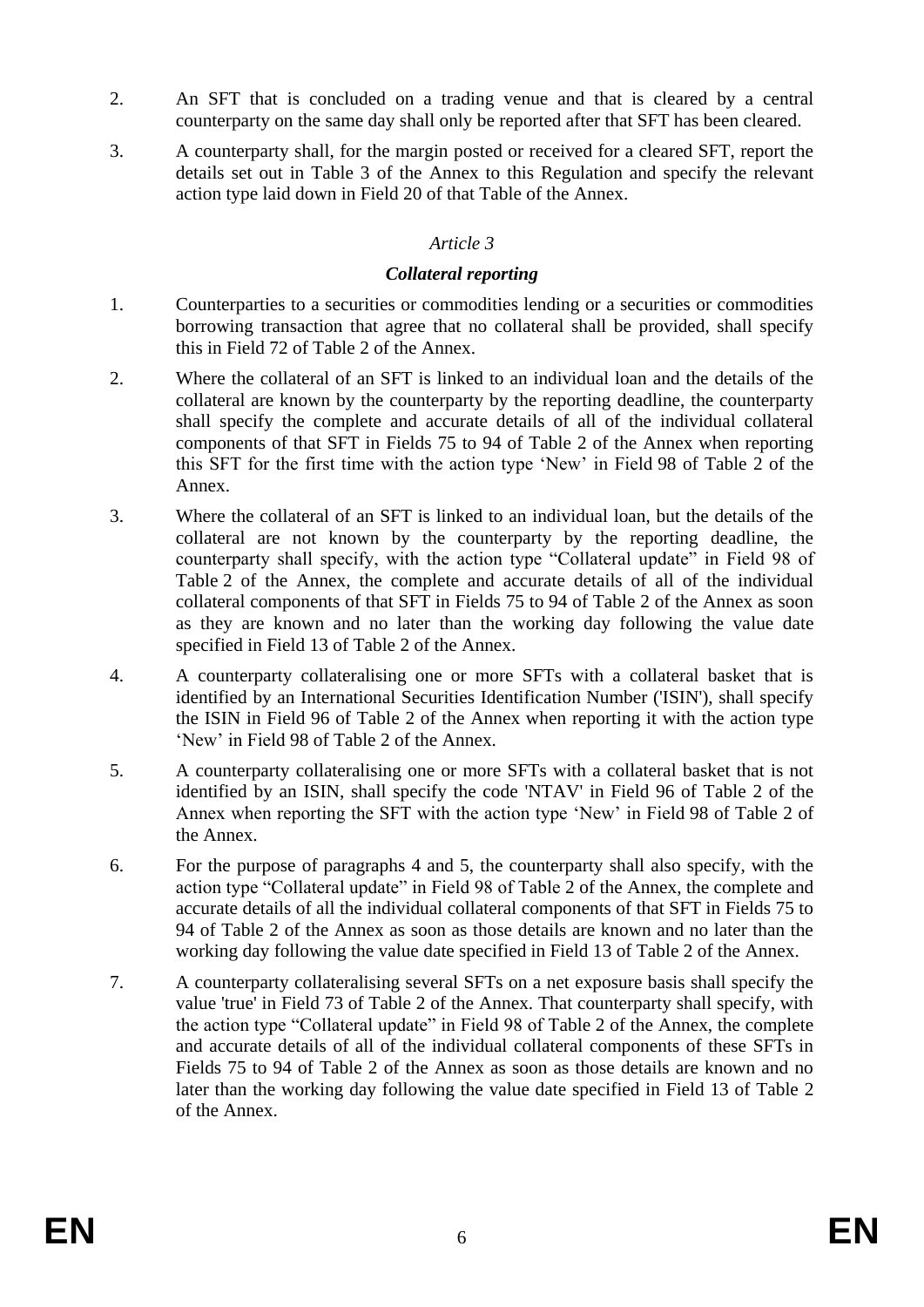2. An SFT that is concluded on a trading venue and that is cleared by a central counterparty on the same day shall only be reported after that SFT has been cleared.

3. A counterparty shall, for the margin posted or received for a cleared SFT, report the details set out in Table 3 of the Annex to this Regulation and specify the relevant action type laid down in Field 20 of that Table of the Annex.

*Article 3*

***Collateral reporting***

1. Counterparties to a securities or commodities lending or a securities or commodities borrowing transaction that agree that no collateral shall be provided, shall specify this in Field 72 of Table 2 of the Annex.

2. Where the collateral of an SFT is linked to an individual loan and the details of the collateral are known by the counterparty by the reporting deadline, the counterparty shall specify the complete and accurate details of all of the individual collateral components of that SFT in Fields 75 to 94 of Table 2 of the Annex when reporting this SFT for the first time with the action type 'New' in Field 98 of Table 2 of the Annex.

3. Where the collateral of an SFT is linked to an individual loan, but the details of the collateral are not known by the counterparty by the reporting deadline, the counterparty shall specify, with the action type "Collateral update" in Field 98 of Table 2 of the Annex, the complete and accurate details of all of the individual collateral components of that SFT in Fields 75 to 94 of Table 2 of the Annex as soon as they are known and no later than the working day following the value date specified in Field 13 of Table 2 of the Annex.

4. A counterparty collateralising one or more SFTs with a collateral basket that is identified by an International Securities Identification Number ('ISIN'), shall specify the ISIN in Field 96 of Table 2 of the Annex when reporting it with the action type 'New' in Field 98 of Table 2 of the Annex.

5. A counterparty collateralising one or more SFTs with a collateral basket that is not identified by an ISIN, shall specify the code 'NTAV' in Field 96 of Table 2 of the Annex when reporting the SFT with the action type 'New' in Field 98 of Table 2 of the Annex.

6. For the purpose of paragraphs 4 and 5, the counterparty shall also specify, with the action type "Collateral update" in Field 98 of Table 2 of the Annex, the complete and accurate details of all the individual collateral components of that SFT in Fields 75 to 94 of Table 2 of the Annex as soon as those details are known and no later than the working day following the value date specified in Field 13 of Table 2 of the Annex.

7. A counterparty collateralising several SFTs on a net exposure basis shall specify the value 'true' in Field 73 of Table 2 of the Annex. That counterparty shall specify, with the action type "Collateral update" in Field 98 of Table 2 of the Annex, the complete and accurate details of all of the individual collateral components of these SFTs in Fields 75 to 94 of Table 2 of the Annex as soon as those details are known and no later than the working day following the value date specified in Field 13 of Table 2 of the Annex.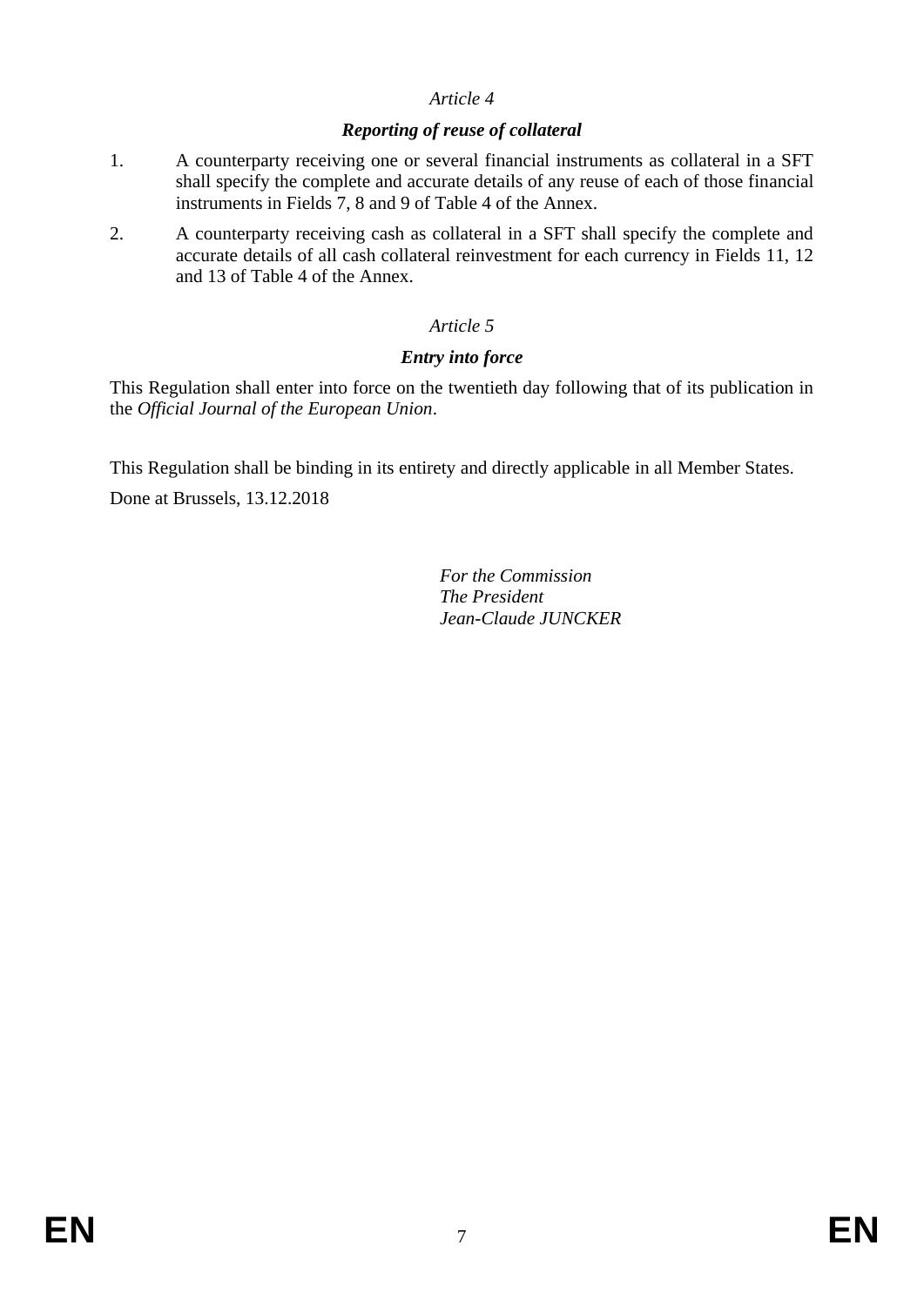*Article 4*

***Reporting of reuse of collateral***

1. A counterparty receiving one or several financial instruments as collateral in a SFT shall specify the complete and accurate details of any reuse of each of those financial instruments in Fields 7, 8 and 9 of Table 4 of the Annex.
2. A counterparty receiving cash as collateral in a SFT shall specify the complete and accurate details of all cash collateral reinvestment for each currency in Fields 11, 12 and 13 of Table 4 of the Annex.

*Article 5*

***Entry into force***

This Regulation shall enter into force on the twentieth day following that of its publication in the *Official Journal of the European Union*.

This Regulation shall be binding in its entirety and directly applicable in all Member States.

Done at Brussels, 13.12.2018

*For the Commission*
*The President*
*Jean-Claude JUNCKER*